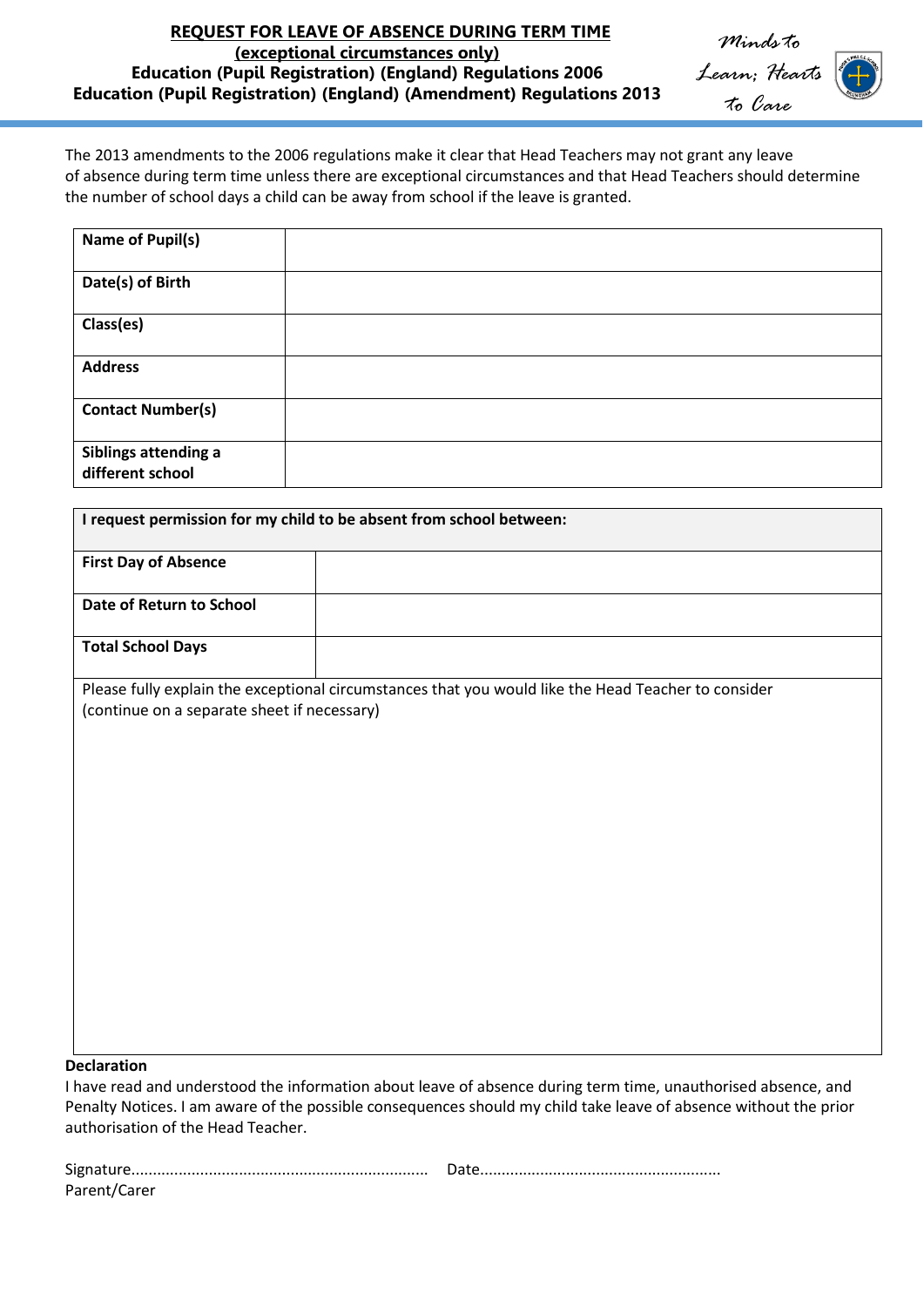# REQUEST FOR LEAVE OF ABSENCE DURING TERM TIME

**(exceptional circumstances only)**

**Education (Pupil Registration) (England) Regulations 2006**

**Education (Pupil Registration) (England) (Amendment) Regulations 2013**

*Minds to Learn; Hearts to Care*

The 2013 amendments to the 2006 regulations make it clear that Head Teachers may not grant any leave of absence during term time unless there are exceptional circumstances and that Head Teachers should determine the number of school days a child can be away from school if the leave is granted.

| | |
|---|---|
| **Name of Pupil(s)** | |
| **Date(s) of Birth** | |
| **Class(es)** | |
| **Address** | |
| **Contact Number(s)** | |
| **Siblings attending a different school** | |

| **I request permission for my child to be absent from school between:** | |
|---|---|
| **First Day of Absence** | |
| **Date of Return to School** | |
| **Total School Days** | |

Please fully explain the exceptional circumstances that you would like the Head Teacher to consider (continue on a separate sheet if necessary)

**Declaration**

I have read and understood the information about leave of absence during term time, unauthorised absence, and Penalty Notices. I am aware of the possible consequences should my child take leave of absence without the prior authorisation of the Head Teacher.

Signature.................................................................... Date.......................................................

Parent/Carer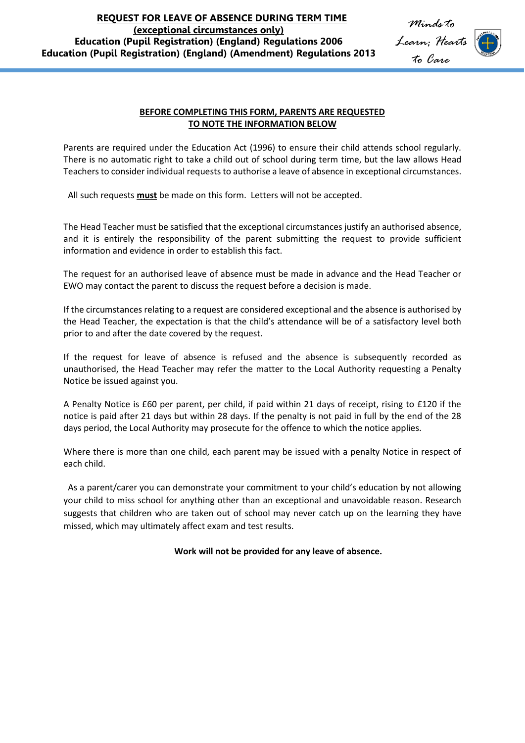**REQUEST FOR LEAVE OF ABSENCE DURING TERM TIME**
**(exceptional circumstances only)**
**Education (Pupil Registration) (England) Regulations 2006**
**Education (Pupil Registration) (England) (Amendment) Regulations 2013**

*Minds to Learn; Hearts to Care*

**BEFORE COMPLETING THIS FORM, PARENTS ARE REQUESTED TO NOTE THE INFORMATION BELOW**

Parents are required under the Education Act (1996) to ensure their child attends school regularly. There is no automatic right to take a child out of school during term time, but the law allows Head Teachers to consider individual requests to authorise a leave of absence in exceptional circumstances.

All such requests **must** be made on this form. Letters will not be accepted.

The Head Teacher must be satisfied that the exceptional circumstances justify an authorised absence, and it is entirely the responsibility of the parent submitting the request to provide sufficient information and evidence in order to establish this fact.

The request for an authorised leave of absence must be made in advance and the Head Teacher or EWO may contact the parent to discuss the request before a decision is made.

If the circumstances relating to a request are considered exceptional and the absence is authorised by the Head Teacher, the expectation is that the child's attendance will be of a satisfactory level both prior to and after the date covered by the request.

If the request for leave of absence is refused and the absence is subsequently recorded as unauthorised, the Head Teacher may refer the matter to the Local Authority requesting a Penalty Notice be issued against you.

A Penalty Notice is £60 per parent, per child, if paid within 21 days of receipt, rising to £120 if the notice is paid after 21 days but within 28 days. If the penalty is not paid in full by the end of the 28 days period, the Local Authority may prosecute for the offence to which the notice applies.

Where there is more than one child, each parent may be issued with a penalty Notice in respect of each child.

As a parent/carer you can demonstrate your commitment to your child's education by not allowing your child to miss school for anything other than an exceptional and unavoidable reason. Research suggests that children who are taken out of school may never catch up on the learning they have missed, which may ultimately affect exam and test results.

**Work will not be provided for any leave of absence.**